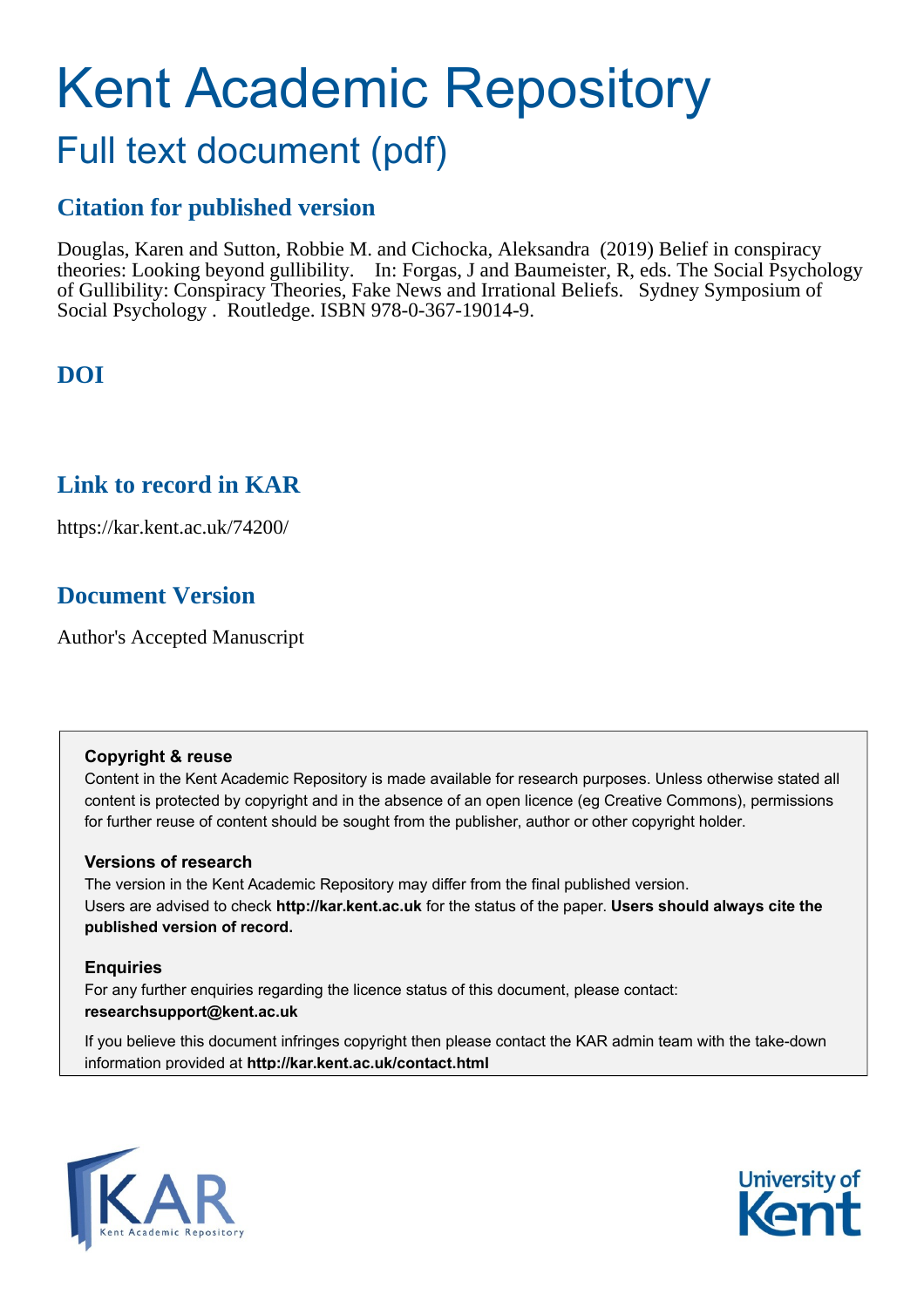# Kent Academic Repository

## Full text document (pdf)

### Citation for published version

Douglas, Karen and Sutton, Robbie M. and Cichocka, Aleksandra (2019) Belief in conspiracy theories: Looking beyond gullibility. In: Forgas, J and Baumeister, R, eds. The Social Psychology of Gullibility: Conspiracy Theories, Fake News and Irrational Beliefs. Sydney Symposium of Social Psychology . Routledge. ISBN 978-0-367-19014-9.

### DOI

### Link to record in KAR

https://kar.kent.ac.uk/74200/

### Document Version

Author's Accepted Manuscript

**Copyright & reuse**

Content in the Kent Academic Repository is made available for research purposes. Unless otherwise stated all content is protected by copyright and in the absence of an open licence (eg Creative Commons), permissions for further reuse of content should be sought from the publisher, author or other copyright holder.

**Versions of research**

The version in the Kent Academic Repository may differ from the final published version. Users are advised to check **http://kar.kent.ac.uk** for the status of the paper. **Users should always cite the published version of record.**

**Enquiries**

For any further enquiries regarding the licence status of this document, please contact: **researchsupport@kent.ac.uk**

If you believe this document infringes copyright then please contact the KAR admin team with the take-down information provided at **http://kar.kent.ac.uk/contact.html**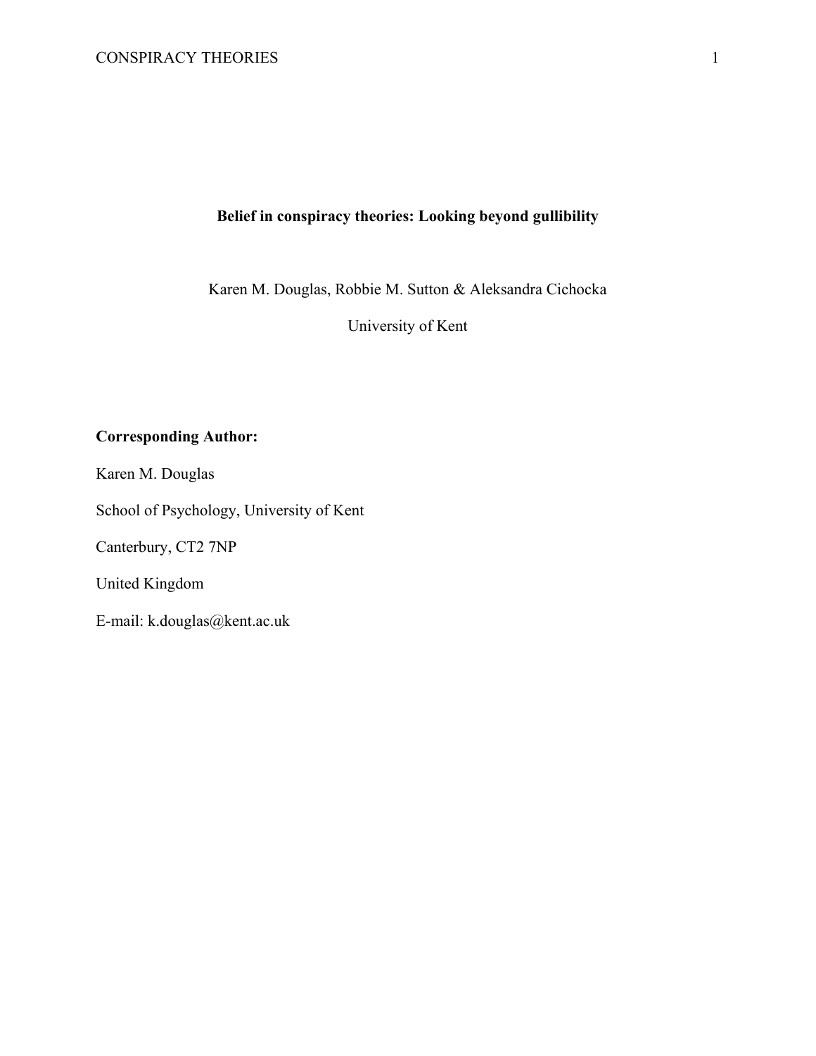# Belief in conspiracy theories: Looking beyond gullibility

Karen M. Douglas, Robbie M. Sutton & Aleksandra Cichocka

University of Kent

**Corresponding Author:**

Karen M. Douglas

School of Psychology, University of Kent

Canterbury, CT2 7NP

United Kingdom

E-mail: k.douglas@kent.ac.uk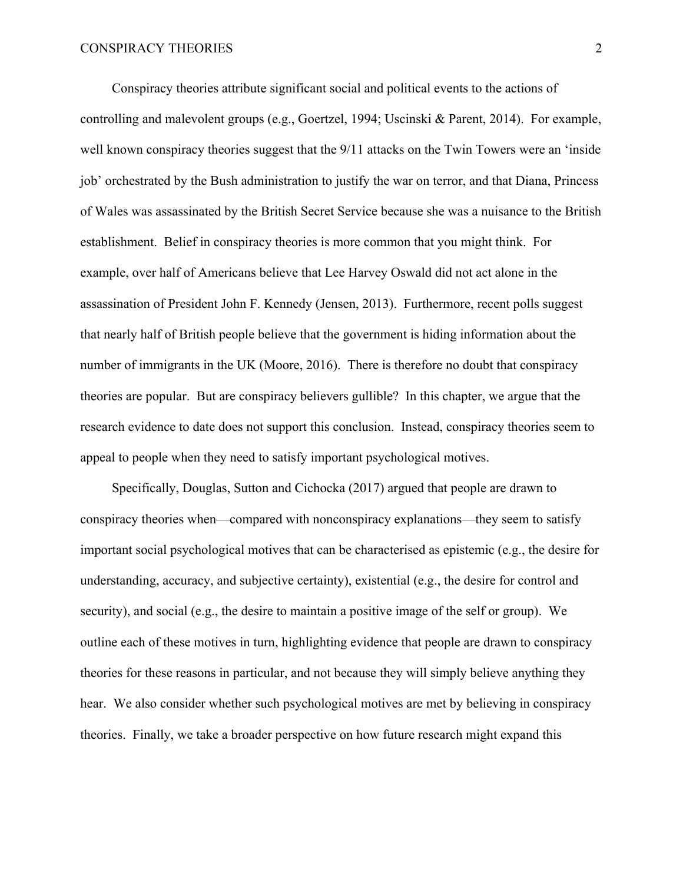Conspiracy theories attribute significant social and political events to the actions of controlling and malevolent groups (e.g., Goertzel, 1994; Uscinski & Parent, 2014). For example, well known conspiracy theories suggest that the 9/11 attacks on the Twin Towers were an 'inside job' orchestrated by the Bush administration to justify the war on terror, and that Diana, Princess of Wales was assassinated by the British Secret Service because she was a nuisance to the British establishment. Belief in conspiracy theories is more common that you might think. For example, over half of Americans believe that Lee Harvey Oswald did not act alone in the assassination of President John F. Kennedy (Jensen, 2013). Furthermore, recent polls suggest that nearly half of British people believe that the government is hiding information about the number of immigrants in the UK (Moore, 2016). There is therefore no doubt that conspiracy theories are popular. But are conspiracy believers gullible? In this chapter, we argue that the research evidence to date does not support this conclusion. Instead, conspiracy theories seem to appeal to people when they need to satisfy important psychological motives.

Specifically, Douglas, Sutton and Cichocka (2017) argued that people are drawn to conspiracy theories when—compared with nonconspiracy explanations—they seem to satisfy important social psychological motives that can be characterised as epistemic (e.g., the desire for understanding, accuracy, and subjective certainty), existential (e.g., the desire for control and security), and social (e.g., the desire to maintain a positive image of the self or group). We outline each of these motives in turn, highlighting evidence that people are drawn to conspiracy theories for these reasons in particular, and not because they will simply believe anything they hear. We also consider whether such psychological motives are met by believing in conspiracy theories. Finally, we take a broader perspective on how future research might expand this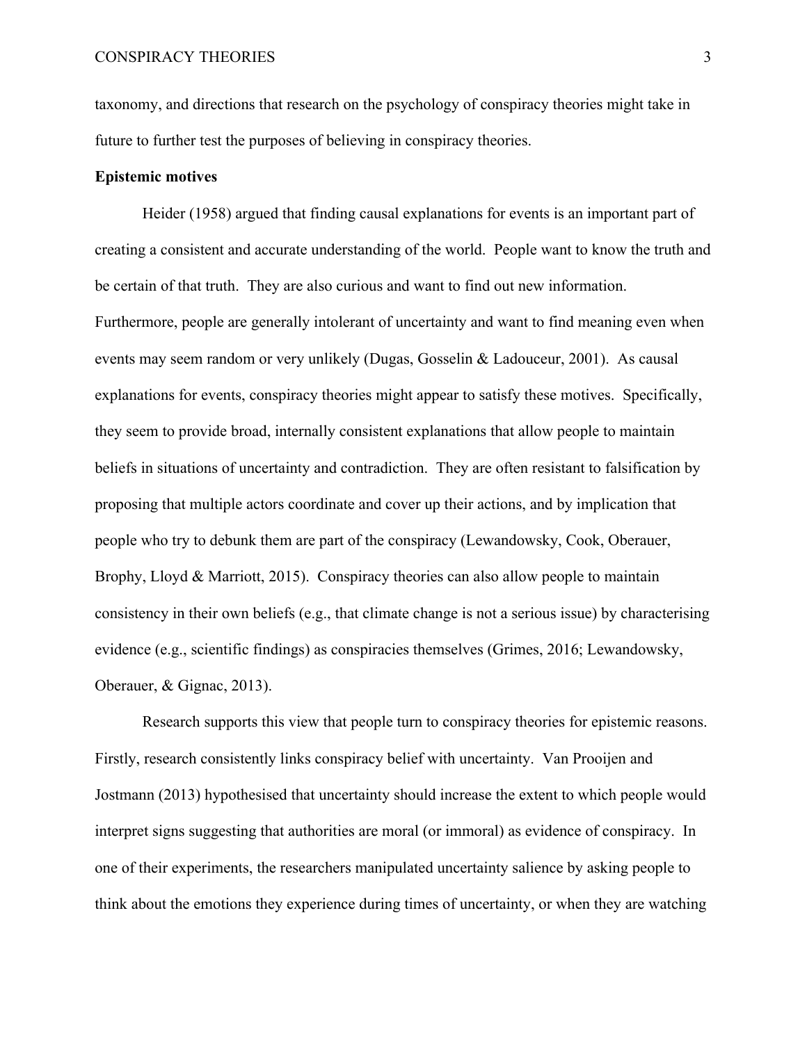taxonomy, and directions that research on the psychology of conspiracy theories might take in future to further test the purposes of believing in conspiracy theories.

**Epistemic motives**

Heider (1958) argued that finding causal explanations for events is an important part of creating a consistent and accurate understanding of the world. People want to know the truth and be certain of that truth. They are also curious and want to find out new information. Furthermore, people are generally intolerant of uncertainty and want to find meaning even when events may seem random or very unlikely (Dugas, Gosselin & Ladouceur, 2001). As causal explanations for events, conspiracy theories might appear to satisfy these motives. Specifically, they seem to provide broad, internally consistent explanations that allow people to maintain beliefs in situations of uncertainty and contradiction. They are often resistant to falsification by proposing that multiple actors coordinate and cover up their actions, and by implication that people who try to debunk them are part of the conspiracy (Lewandowsky, Cook, Oberauer, Brophy, Lloyd & Marriott, 2015). Conspiracy theories can also allow people to maintain consistency in their own beliefs (e.g., that climate change is not a serious issue) by characterising evidence (e.g., scientific findings) as conspiracies themselves (Grimes, 2016; Lewandowsky, Oberauer, & Gignac, 2013).

Research supports this view that people turn to conspiracy theories for epistemic reasons. Firstly, research consistently links conspiracy belief with uncertainty. Van Prooijen and Jostmann (2013) hypothesised that uncertainty should increase the extent to which people would interpret signs suggesting that authorities are moral (or immoral) as evidence of conspiracy. In one of their experiments, the researchers manipulated uncertainty salience by asking people to think about the emotions they experience during times of uncertainty, or when they are watching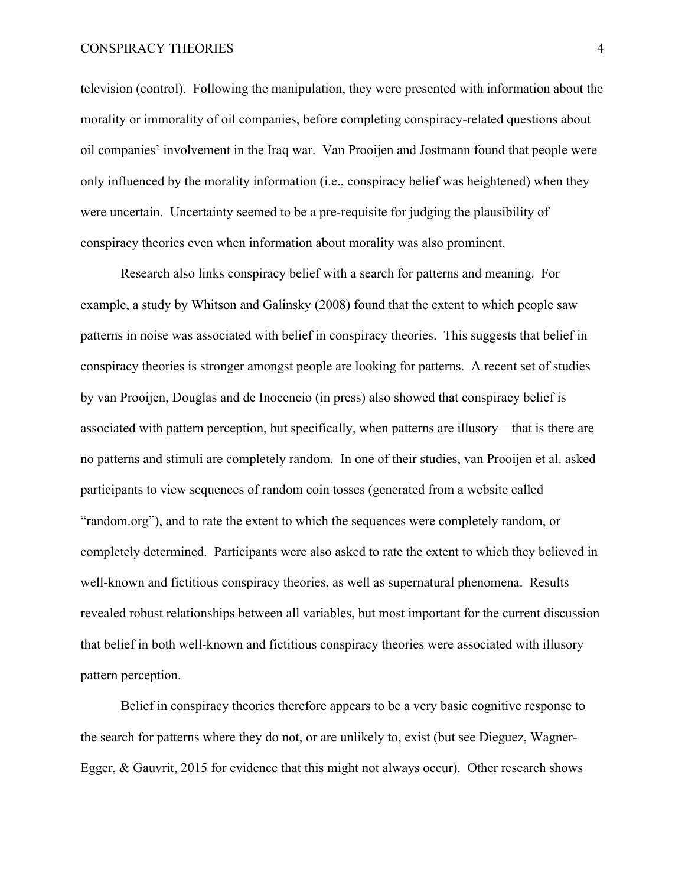television (control). Following the manipulation, they were presented with information about the morality or immorality of oil companies, before completing conspiracy-related questions about oil companies' involvement in the Iraq war. Van Prooijen and Jostmann found that people were only influenced by the morality information (i.e., conspiracy belief was heightened) when they were uncertain. Uncertainty seemed to be a pre-requisite for judging the plausibility of conspiracy theories even when information about morality was also prominent.

Research also links conspiracy belief with a search for patterns and meaning. For example, a study by Whitson and Galinsky (2008) found that the extent to which people saw patterns in noise was associated with belief in conspiracy theories. This suggests that belief in conspiracy theories is stronger amongst people are looking for patterns. A recent set of studies by van Prooijen, Douglas and de Inocencio (in press) also showed that conspiracy belief is associated with pattern perception, but specifically, when patterns are illusory—that is there are no patterns and stimuli are completely random. In one of their studies, van Prooijen et al. asked participants to view sequences of random coin tosses (generated from a website called "random.org"), and to rate the extent to which the sequences were completely random, or completely determined. Participants were also asked to rate the extent to which they believed in well-known and fictitious conspiracy theories, as well as supernatural phenomena. Results revealed robust relationships between all variables, but most important for the current discussion that belief in both well-known and fictitious conspiracy theories were associated with illusory pattern perception.

Belief in conspiracy theories therefore appears to be a very basic cognitive response to the search for patterns where they do not, or are unlikely to, exist (but see Dieguez, Wagner-Egger, & Gauvrit, 2015 for evidence that this might not always occur). Other research shows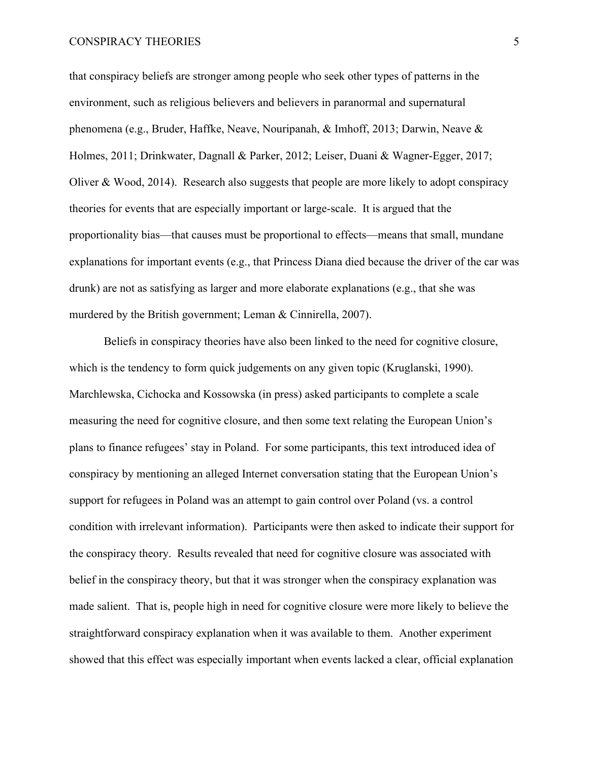that conspiracy beliefs are stronger among people who seek other types of patterns in the environment, such as religious believers and believers in paranormal and supernatural phenomena (e.g., Bruder, Haffke, Neave, Nouripanah, & Imhoff, 2013; Darwin, Neave & Holmes, 2011; Drinkwater, Dagnall & Parker, 2012; Leiser, Duani & Wagner-Egger, 2017; Oliver & Wood, 2014). Research also suggests that people are more likely to adopt conspiracy theories for events that are especially important or large-scale. It is argued that the proportionality bias—that causes must be proportional to effects—means that small, mundane explanations for important events (e.g., that Princess Diana died because the driver of the car was drunk) are not as satisfying as larger and more elaborate explanations (e.g., that she was murdered by the British government; Leman & Cinnirella, 2007).

Beliefs in conspiracy theories have also been linked to the need for cognitive closure, which is the tendency to form quick judgements on any given topic (Kruglanski, 1990). Marchlewska, Cichocka and Kossowska (in press) asked participants to complete a scale measuring the need for cognitive closure, and then some text relating the European Union's plans to finance refugees' stay in Poland. For some participants, this text introduced idea of conspiracy by mentioning an alleged Internet conversation stating that the European Union's support for refugees in Poland was an attempt to gain control over Poland (vs. a control condition with irrelevant information). Participants were then asked to indicate their support for the conspiracy theory. Results revealed that need for cognitive closure was associated with belief in the conspiracy theory, but that it was stronger when the conspiracy explanation was made salient. That is, people high in need for cognitive closure were more likely to believe the straightforward conspiracy explanation when it was available to them. Another experiment showed that this effect was especially important when events lacked a clear, official explanation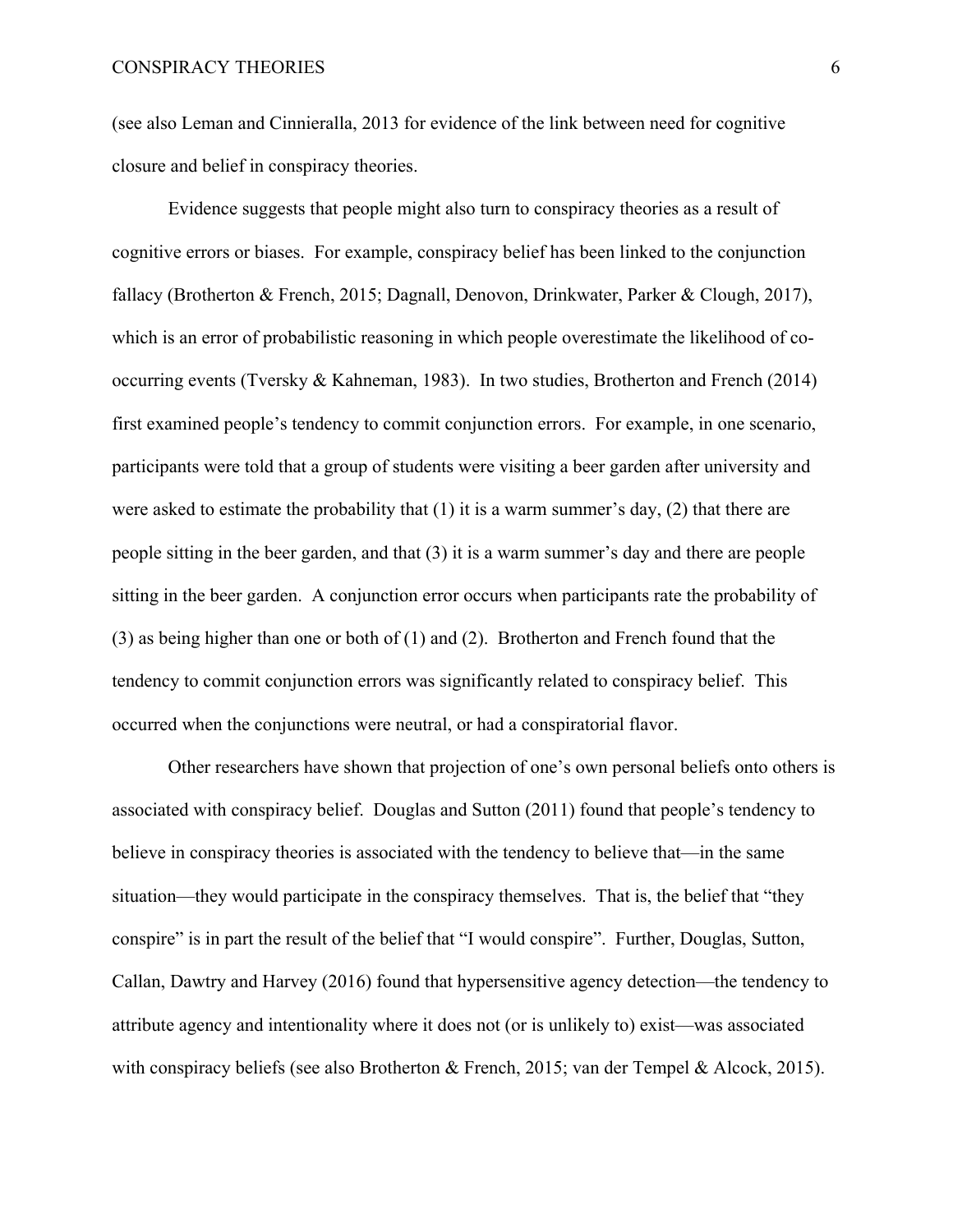(see also Leman and Cinnieralla, 2013 for evidence of the link between need for cognitive closure and belief in conspiracy theories.

Evidence suggests that people might also turn to conspiracy theories as a result of cognitive errors or biases. For example, conspiracy belief has been linked to the conjunction fallacy (Brotherton & French, 2015; Dagnall, Denovon, Drinkwater, Parker & Clough, 2017), which is an error of probabilistic reasoning in which people overestimate the likelihood of co-occurring events (Tversky & Kahneman, 1983). In two studies, Brotherton and French (2014) first examined people's tendency to commit conjunction errors. For example, in one scenario, participants were told that a group of students were visiting a beer garden after university and were asked to estimate the probability that (1) it is a warm summer's day, (2) that there are people sitting in the beer garden, and that (3) it is a warm summer's day and there are people sitting in the beer garden. A conjunction error occurs when participants rate the probability of (3) as being higher than one or both of (1) and (2). Brotherton and French found that the tendency to commit conjunction errors was significantly related to conspiracy belief. This occurred when the conjunctions were neutral, or had a conspiratorial flavor.

Other researchers have shown that projection of one's own personal beliefs onto others is associated with conspiracy belief. Douglas and Sutton (2011) found that people's tendency to believe in conspiracy theories is associated with the tendency to believe that—in the same situation—they would participate in the conspiracy themselves. That is, the belief that "they conspire" is in part the result of the belief that "I would conspire". Further, Douglas, Sutton, Callan, Dawtry and Harvey (2016) found that hypersensitive agency detection—the tendency to attribute agency and intentionality where it does not (or is unlikely to) exist—was associated with conspiracy beliefs (see also Brotherton & French, 2015; van der Tempel & Alcock, 2015).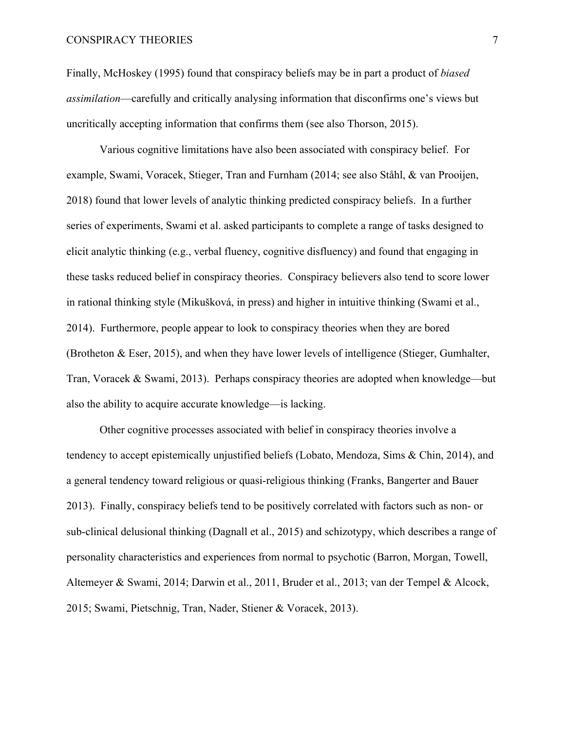Finally, McHoskey (1995) found that conspiracy beliefs may be in part a product of *biased assimilation*—carefully and critically analysing information that disconfirms one's views but uncritically accepting information that confirms them (see also Thorson, 2015).

Various cognitive limitations have also been associated with conspiracy belief. For example, Swami, Voracek, Stieger, Tran and Furnham (2014; see also Ståhl, & van Prooijen, 2018) found that lower levels of analytic thinking predicted conspiracy beliefs. In a further series of experiments, Swami et al. asked participants to complete a range of tasks designed to elicit analytic thinking (e.g., verbal fluency, cognitive disfluency) and found that engaging in these tasks reduced belief in conspiracy theories. Conspiracy believers also tend to score lower in rational thinking style (Mikušková, in press) and higher in intuitive thinking (Swami et al., 2014). Furthermore, people appear to look to conspiracy theories when they are bored (Brotheton & Eser, 2015), and when they have lower levels of intelligence (Stieger, Gumhalter, Tran, Voracek & Swami, 2013). Perhaps conspiracy theories are adopted when knowledge—but also the ability to acquire accurate knowledge—is lacking.

Other cognitive processes associated with belief in conspiracy theories involve a tendency to accept epistemically unjustified beliefs (Lobato, Mendoza, Sims & Chin, 2014), and a general tendency toward religious or quasi-religious thinking (Franks, Bangerter and Bauer 2013). Finally, conspiracy beliefs tend to be positively correlated with factors such as non- or sub-clinical delusional thinking (Dagnall et al., 2015) and schizotypy, which describes a range of personality characteristics and experiences from normal to psychotic (Barron, Morgan, Towell, Altemeyer & Swami, 2014; Darwin et al., 2011, Bruder et al., 2013; van der Tempel & Alcock, 2015; Swami, Pietschnig, Tran, Nader, Stiener & Voracek, 2013).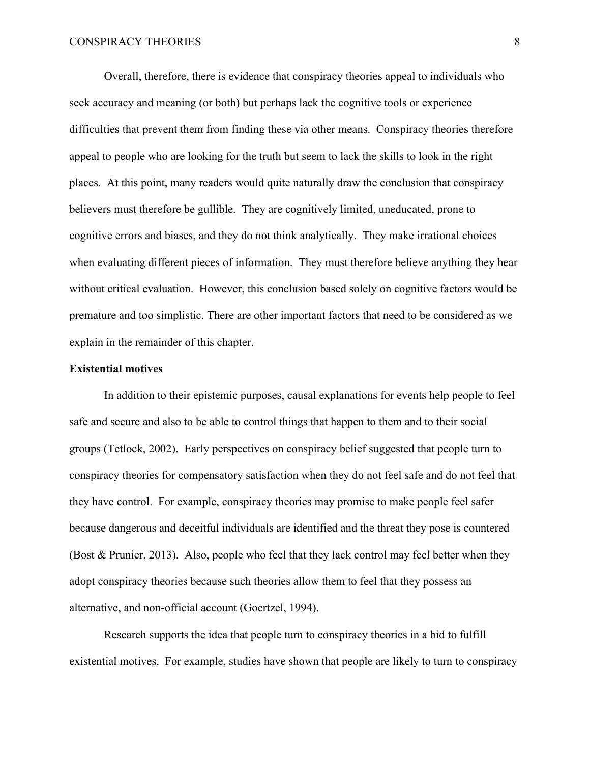Overall, therefore, there is evidence that conspiracy theories appeal to individuals who seek accuracy and meaning (or both) but perhaps lack the cognitive tools or experience difficulties that prevent them from finding these via other means. Conspiracy theories therefore appeal to people who are looking for the truth but seem to lack the skills to look in the right places. At this point, many readers would quite naturally draw the conclusion that conspiracy believers must therefore be gullible. They are cognitively limited, uneducated, prone to cognitive errors and biases, and they do not think analytically. They make irrational choices when evaluating different pieces of information. They must therefore believe anything they hear without critical evaluation. However, this conclusion based solely on cognitive factors would be premature and too simplistic. There are other important factors that need to be considered as we explain in the remainder of this chapter.

**Existential motives**

In addition to their epistemic purposes, causal explanations for events help people to feel safe and secure and also to be able to control things that happen to them and to their social groups (Tetlock, 2002). Early perspectives on conspiracy belief suggested that people turn to conspiracy theories for compensatory satisfaction when they do not feel safe and do not feel that they have control. For example, conspiracy theories may promise to make people feel safer because dangerous and deceitful individuals are identified and the threat they pose is countered (Bost & Prunier, 2013). Also, people who feel that they lack control may feel better when they adopt conspiracy theories because such theories allow them to feel that they possess an alternative, and non-official account (Goertzel, 1994).

Research supports the idea that people turn to conspiracy theories in a bid to fulfill existential motives. For example, studies have shown that people are likely to turn to conspiracy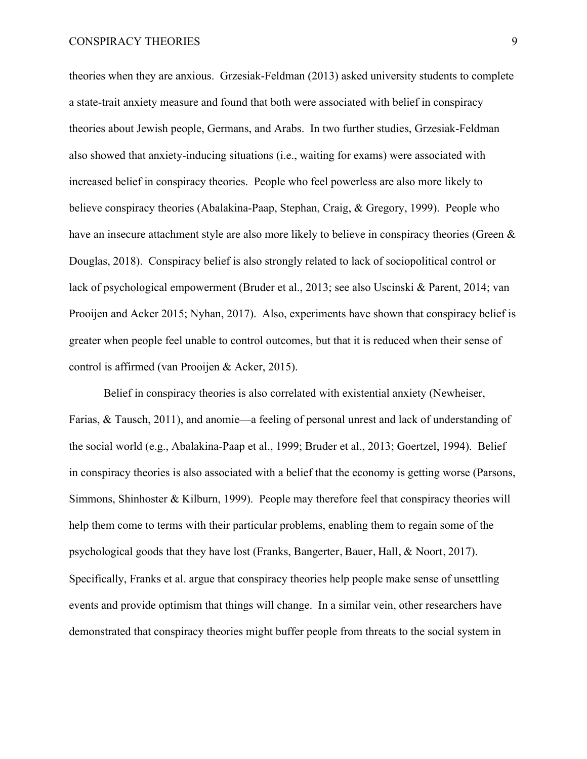theories when they are anxious. Grzesiak-Feldman (2013) asked university students to complete a state-trait anxiety measure and found that both were associated with belief in conspiracy theories about Jewish people, Germans, and Arabs. In two further studies, Grzesiak-Feldman also showed that anxiety-inducing situations (i.e., waiting for exams) were associated with increased belief in conspiracy theories. People who feel powerless are also more likely to believe conspiracy theories (Abalakina-Paap, Stephan, Craig, & Gregory, 1999). People who have an insecure attachment style are also more likely to believe in conspiracy theories (Green & Douglas, 2018). Conspiracy belief is also strongly related to lack of sociopolitical control or lack of psychological empowerment (Bruder et al., 2013; see also Uscinski & Parent, 2014; van Prooijen and Acker 2015; Nyhan, 2017). Also, experiments have shown that conspiracy belief is greater when people feel unable to control outcomes, but that it is reduced when their sense of control is affirmed (van Prooijen & Acker, 2015).

Belief in conspiracy theories is also correlated with existential anxiety (Newheiser, Farias, & Tausch, 2011), and anomie—a feeling of personal unrest and lack of understanding of the social world (e.g., Abalakina-Paap et al., 1999; Bruder et al., 2013; Goertzel, 1994). Belief in conspiracy theories is also associated with a belief that the economy is getting worse (Parsons, Simmons, Shinhoster & Kilburn, 1999). People may therefore feel that conspiracy theories will help them come to terms with their particular problems, enabling them to regain some of the psychological goods that they have lost (Franks, Bangerter, Bauer, Hall, & Noort, 2017). Specifically, Franks et al. argue that conspiracy theories help people make sense of unsettling events and provide optimism that things will change. In a similar vein, other researchers have demonstrated that conspiracy theories might buffer people from threats to the social system in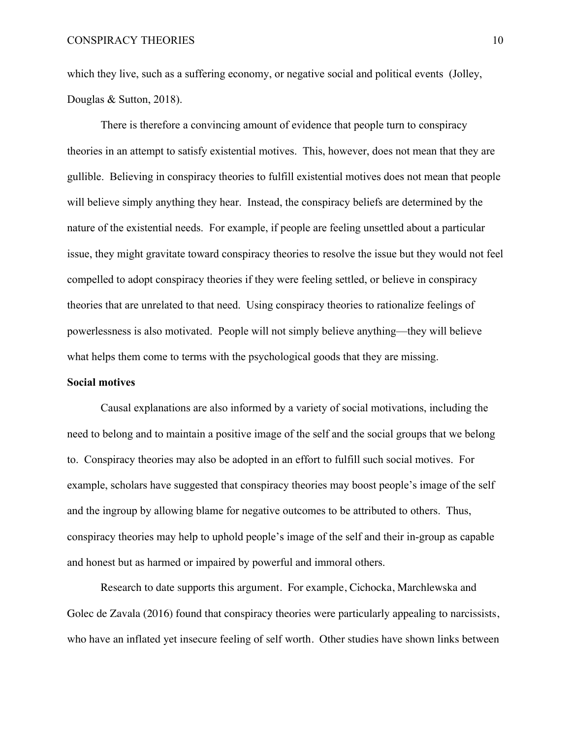which they live, such as a suffering economy, or negative social and political events (Jolley, Douglas & Sutton, 2018).

There is therefore a convincing amount of evidence that people turn to conspiracy theories in an attempt to satisfy existential motives. This, however, does not mean that they are gullible. Believing in conspiracy theories to fulfill existential motives does not mean that people will believe simply anything they hear. Instead, the conspiracy beliefs are determined by the nature of the existential needs. For example, if people are feeling unsettled about a particular issue, they might gravitate toward conspiracy theories to resolve the issue but they would not feel compelled to adopt conspiracy theories if they were feeling settled, or believe in conspiracy theories that are unrelated to that need. Using conspiracy theories to rationalize feelings of powerlessness is also motivated. People will not simply believe anything—they will believe what helps them come to terms with the psychological goods that they are missing.

**Social motives**

Causal explanations are also informed by a variety of social motivations, including the need to belong and to maintain a positive image of the self and the social groups that we belong to. Conspiracy theories may also be adopted in an effort to fulfill such social motives. For example, scholars have suggested that conspiracy theories may boost people's image of the self and the ingroup by allowing blame for negative outcomes to be attributed to others. Thus, conspiracy theories may help to uphold people's image of the self and their in-group as capable and honest but as harmed or impaired by powerful and immoral others.

Research to date supports this argument. For example, Cichocka, Marchlewska and Golec de Zavala (2016) found that conspiracy theories were particularly appealing to narcissists, who have an inflated yet insecure feeling of self worth. Other studies have shown links between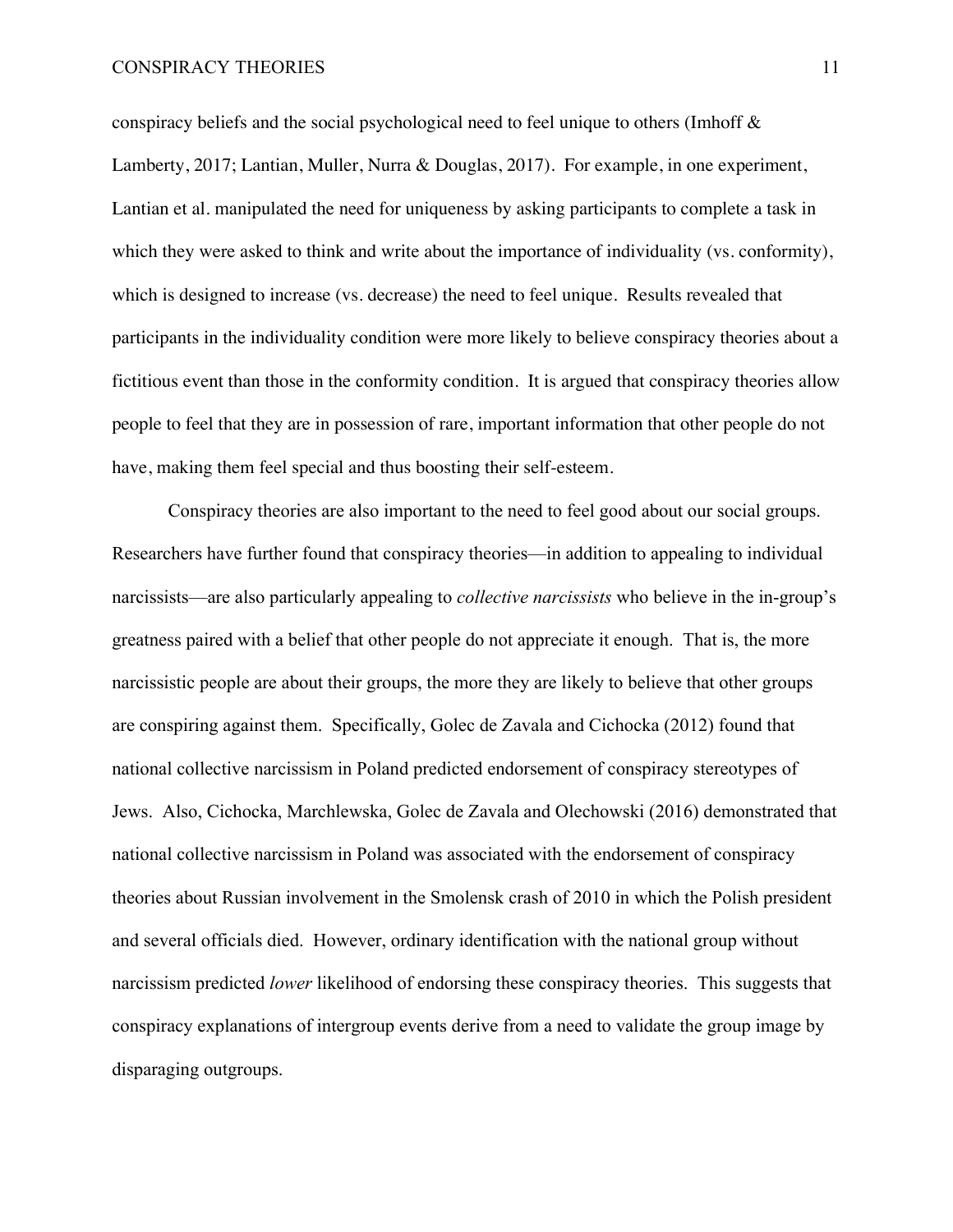conspiracy beliefs and the social psychological need to feel unique to others (Imhoff & Lamberty, 2017; Lantian, Muller, Nurra & Douglas, 2017). For example, in one experiment, Lantian et al. manipulated the need for uniqueness by asking participants to complete a task in which they were asked to think and write about the importance of individuality (vs. conformity), which is designed to increase (vs. decrease) the need to feel unique. Results revealed that participants in the individuality condition were more likely to believe conspiracy theories about a fictitious event than those in the conformity condition. It is argued that conspiracy theories allow people to feel that they are in possession of rare, important information that other people do not have, making them feel special and thus boosting their self-esteem.

Conspiracy theories are also important to the need to feel good about our social groups. Researchers have further found that conspiracy theories—in addition to appealing to individual narcissists—are also particularly appealing to *collective narcissists* who believe in the in-group's greatness paired with a belief that other people do not appreciate it enough. That is, the more narcissistic people are about their groups, the more they are likely to believe that other groups are conspiring against them. Specifically, Golec de Zavala and Cichocka (2012) found that national collective narcissism in Poland predicted endorsement of conspiracy stereotypes of Jews. Also, Cichocka, Marchlewska, Golec de Zavala and Olechowski (2016) demonstrated that national collective narcissism in Poland was associated with the endorsement of conspiracy theories about Russian involvement in the Smolensk crash of 2010 in which the Polish president and several officials died. However, ordinary identification with the national group without narcissism predicted *lower* likelihood of endorsing these conspiracy theories. This suggests that conspiracy explanations of intergroup events derive from a need to validate the group image by disparaging outgroups.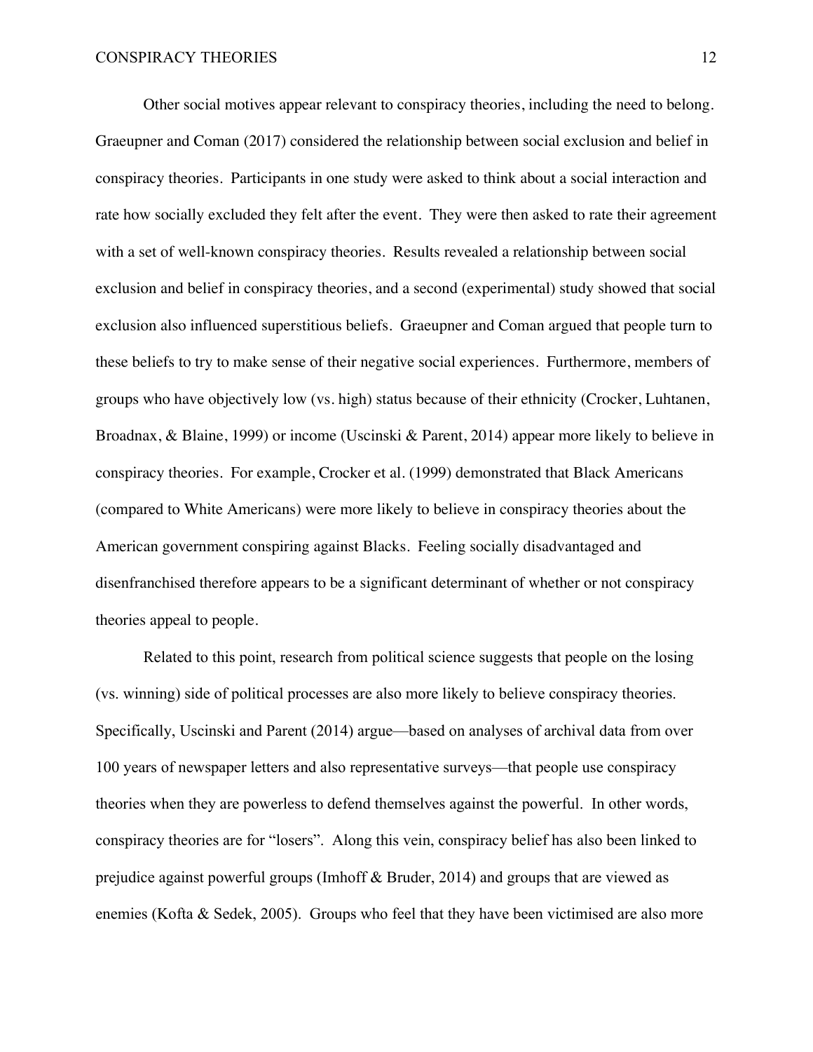Other social motives appear relevant to conspiracy theories, including the need to belong. Graeupner and Coman (2017) considered the relationship between social exclusion and belief in conspiracy theories. Participants in one study were asked to think about a social interaction and rate how socially excluded they felt after the event. They were then asked to rate their agreement with a set of well-known conspiracy theories. Results revealed a relationship between social exclusion and belief in conspiracy theories, and a second (experimental) study showed that social exclusion also influenced superstitious beliefs. Graeupner and Coman argued that people turn to these beliefs to try to make sense of their negative social experiences. Furthermore, members of groups who have objectively low (vs. high) status because of their ethnicity (Crocker, Luhtanen, Broadnax, & Blaine, 1999) or income (Uscinski & Parent, 2014) appear more likely to believe in conspiracy theories. For example, Crocker et al. (1999) demonstrated that Black Americans (compared to White Americans) were more likely to believe in conspiracy theories about the American government conspiring against Blacks. Feeling socially disadvantaged and disenfranchised therefore appears to be a significant determinant of whether or not conspiracy theories appeal to people.

Related to this point, research from political science suggests that people on the losing (vs. winning) side of political processes are also more likely to believe conspiracy theories. Specifically, Uscinski and Parent (2014) argue—based on analyses of archival data from over 100 years of newspaper letters and also representative surveys—that people use conspiracy theories when they are powerless to defend themselves against the powerful. In other words, conspiracy theories are for "losers". Along this vein, conspiracy belief has also been linked to prejudice against powerful groups (Imhoff & Bruder, 2014) and groups that are viewed as enemies (Kofta & Sedek, 2005). Groups who feel that they have been victimised are also more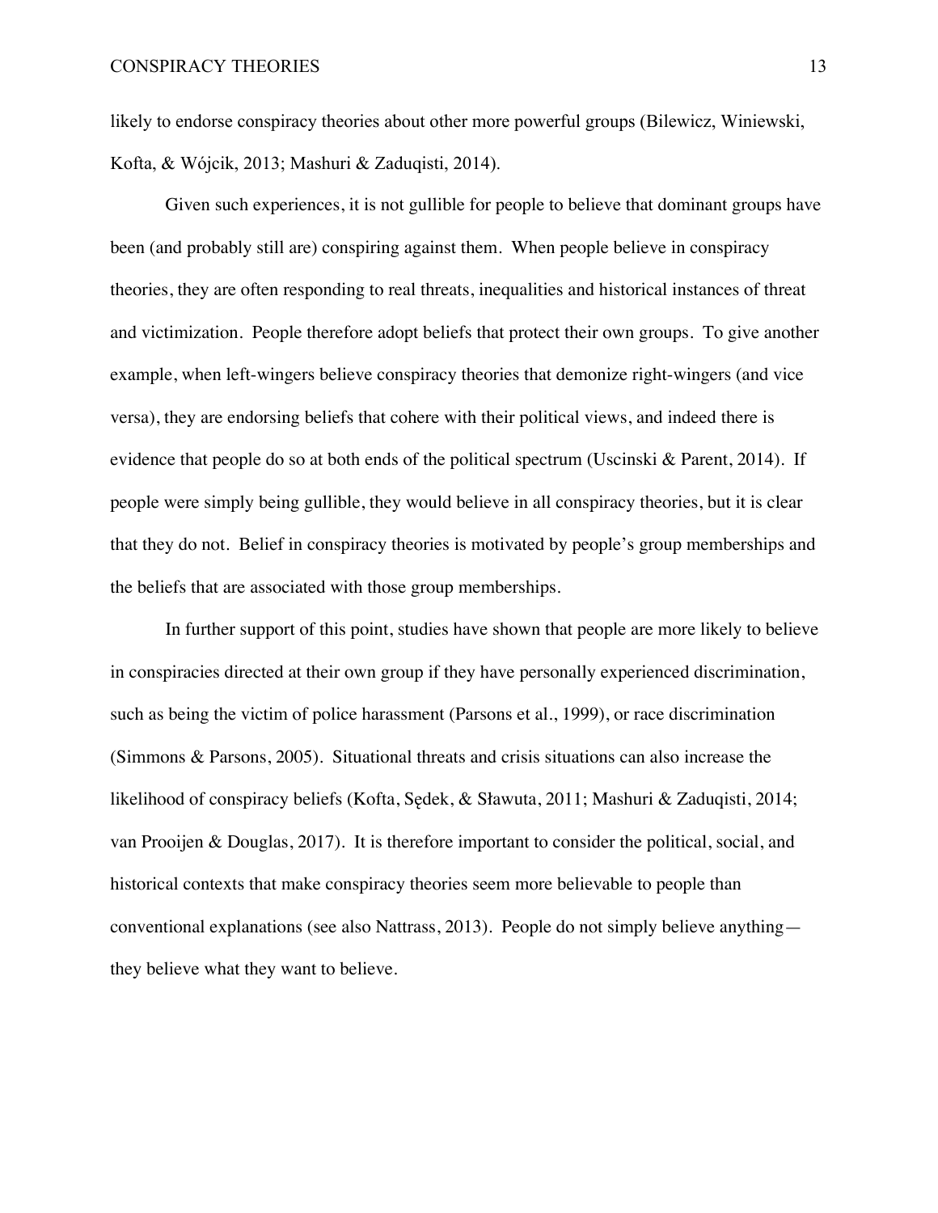likely to endorse conspiracy theories about other more powerful groups (Bilewicz, Winiewski, Kofta, & Wójcik, 2013; Mashuri & Zaduqisti, 2014).

Given such experiences, it is not gullible for people to believe that dominant groups have been (and probably still are) conspiring against them. When people believe in conspiracy theories, they are often responding to real threats, inequalities and historical instances of threat and victimization. People therefore adopt beliefs that protect their own groups. To give another example, when left-wingers believe conspiracy theories that demonize right-wingers (and vice versa), they are endorsing beliefs that cohere with their political views, and indeed there is evidence that people do so at both ends of the political spectrum (Uscinski & Parent, 2014). If people were simply being gullible, they would believe in all conspiracy theories, but it is clear that they do not. Belief in conspiracy theories is motivated by people's group memberships and the beliefs that are associated with those group memberships.

In further support of this point, studies have shown that people are more likely to believe in conspiracies directed at their own group if they have personally experienced discrimination, such as being the victim of police harassment (Parsons et al., 1999), or race discrimination (Simmons & Parsons, 2005). Situational threats and crisis situations can also increase the likelihood of conspiracy beliefs (Kofta, Sędek, & Sławuta, 2011; Mashuri & Zaduqisti, 2014; van Prooijen & Douglas, 2017). It is therefore important to consider the political, social, and historical contexts that make conspiracy theories seem more believable to people than conventional explanations (see also Nattrass, 2013). People do not simply believe anything—they believe what they want to believe.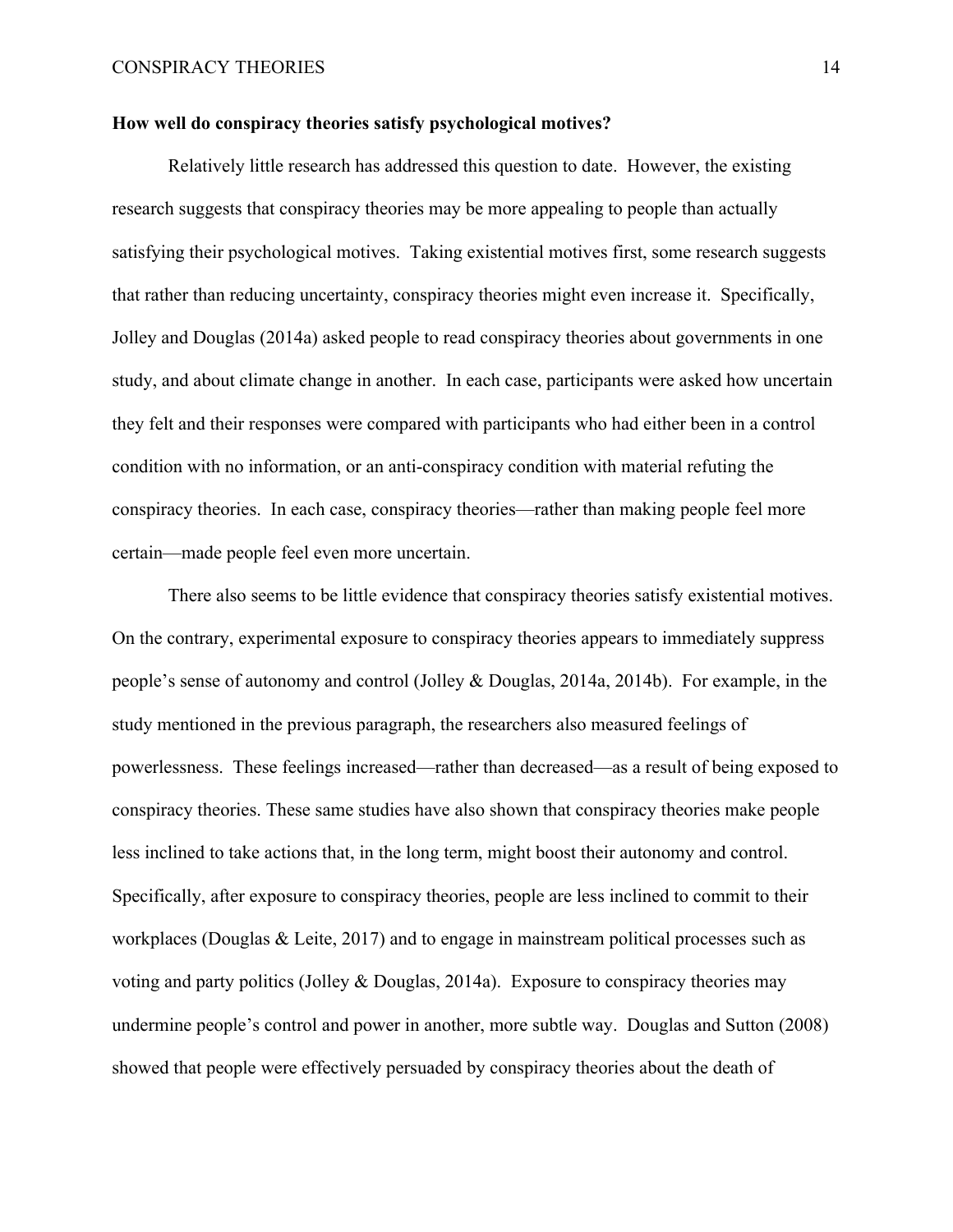**How well do conspiracy theories satisfy psychological motives?**

Relatively little research has addressed this question to date. However, the existing research suggests that conspiracy theories may be more appealing to people than actually satisfying their psychological motives. Taking existential motives first, some research suggests that rather than reducing uncertainty, conspiracy theories might even increase it. Specifically, Jolley and Douglas (2014a) asked people to read conspiracy theories about governments in one study, and about climate change in another. In each case, participants were asked how uncertain they felt and their responses were compared with participants who had either been in a control condition with no information, or an anti-conspiracy condition with material refuting the conspiracy theories. In each case, conspiracy theories—rather than making people feel more certain—made people feel even more uncertain.

There also seems to be little evidence that conspiracy theories satisfy existential motives. On the contrary, experimental exposure to conspiracy theories appears to immediately suppress people's sense of autonomy and control (Jolley & Douglas, 2014a, 2014b). For example, in the study mentioned in the previous paragraph, the researchers also measured feelings of powerlessness. These feelings increased—rather than decreased—as a result of being exposed to conspiracy theories. These same studies have also shown that conspiracy theories make people less inclined to take actions that, in the long term, might boost their autonomy and control. Specifically, after exposure to conspiracy theories, people are less inclined to commit to their workplaces (Douglas & Leite, 2017) and to engage in mainstream political processes such as voting and party politics (Jolley & Douglas, 2014a). Exposure to conspiracy theories may undermine people's control and power in another, more subtle way. Douglas and Sutton (2008) showed that people were effectively persuaded by conspiracy theories about the death of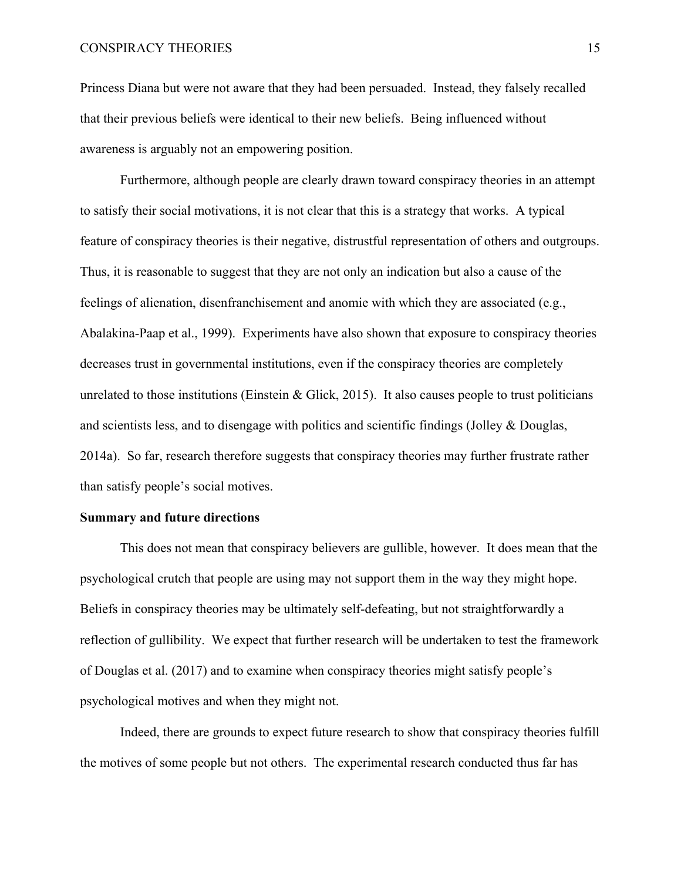Princess Diana but were not aware that they had been persuaded. Instead, they falsely recalled that their previous beliefs were identical to their new beliefs. Being influenced without awareness is arguably not an empowering position.

Furthermore, although people are clearly drawn toward conspiracy theories in an attempt to satisfy their social motivations, it is not clear that this is a strategy that works. A typical feature of conspiracy theories is their negative, distrustful representation of others and outgroups. Thus, it is reasonable to suggest that they are not only an indication but also a cause of the feelings of alienation, disenfranchisement and anomie with which they are associated (e.g., Abalakina-Paap et al., 1999). Experiments have also shown that exposure to conspiracy theories decreases trust in governmental institutions, even if the conspiracy theories are completely unrelated to those institutions (Einstein & Glick, 2015). It also causes people to trust politicians and scientists less, and to disengage with politics and scientific findings (Jolley & Douglas, 2014a). So far, research therefore suggests that conspiracy theories may further frustrate rather than satisfy people's social motives.

**Summary and future directions**

This does not mean that conspiracy believers are gullible, however. It does mean that the psychological crutch that people are using may not support them in the way they might hope. Beliefs in conspiracy theories may be ultimately self-defeating, but not straightforwardly a reflection of gullibility. We expect that further research will be undertaken to test the framework of Douglas et al. (2017) and to examine when conspiracy theories might satisfy people's psychological motives and when they might not.

Indeed, there are grounds to expect future research to show that conspiracy theories fulfill the motives of some people but not others. The experimental research conducted thus far has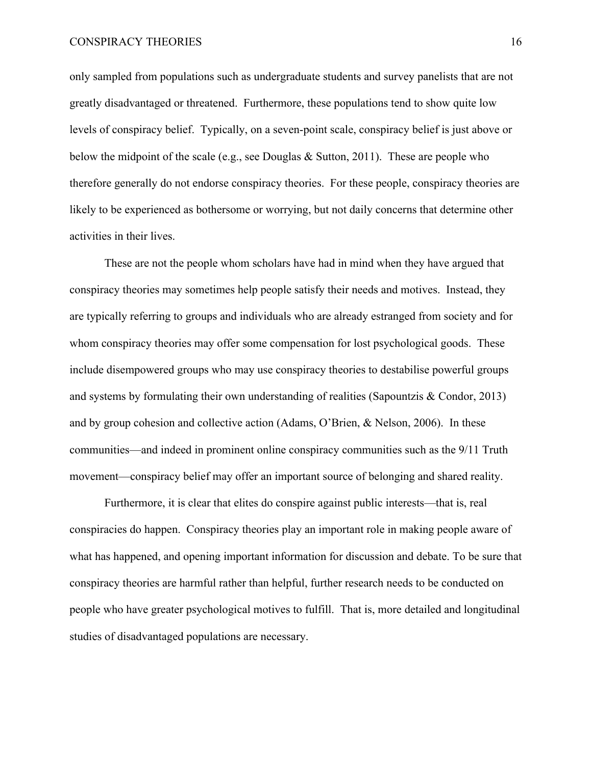only sampled from populations such as undergraduate students and survey panelists that are not greatly disadvantaged or threatened. Furthermore, these populations tend to show quite low levels of conspiracy belief. Typically, on a seven-point scale, conspiracy belief is just above or below the midpoint of the scale (e.g., see Douglas & Sutton, 2011). These are people who therefore generally do not endorse conspiracy theories. For these people, conspiracy theories are likely to be experienced as bothersome or worrying, but not daily concerns that determine other activities in their lives.

These are not the people whom scholars have had in mind when they have argued that conspiracy theories may sometimes help people satisfy their needs and motives. Instead, they are typically referring to groups and individuals who are already estranged from society and for whom conspiracy theories may offer some compensation for lost psychological goods. These include disempowered groups who may use conspiracy theories to destabilise powerful groups and systems by formulating their own understanding of realities (Sapountzis & Condor, 2013) and by group cohesion and collective action (Adams, O'Brien, & Nelson, 2006). In these communities—and indeed in prominent online conspiracy communities such as the 9/11 Truth movement—conspiracy belief may offer an important source of belonging and shared reality.

Furthermore, it is clear that elites do conspire against public interests—that is, real conspiracies do happen. Conspiracy theories play an important role in making people aware of what has happened, and opening important information for discussion and debate. To be sure that conspiracy theories are harmful rather than helpful, further research needs to be conducted on people who have greater psychological motives to fulfill. That is, more detailed and longitudinal studies of disadvantaged populations are necessary.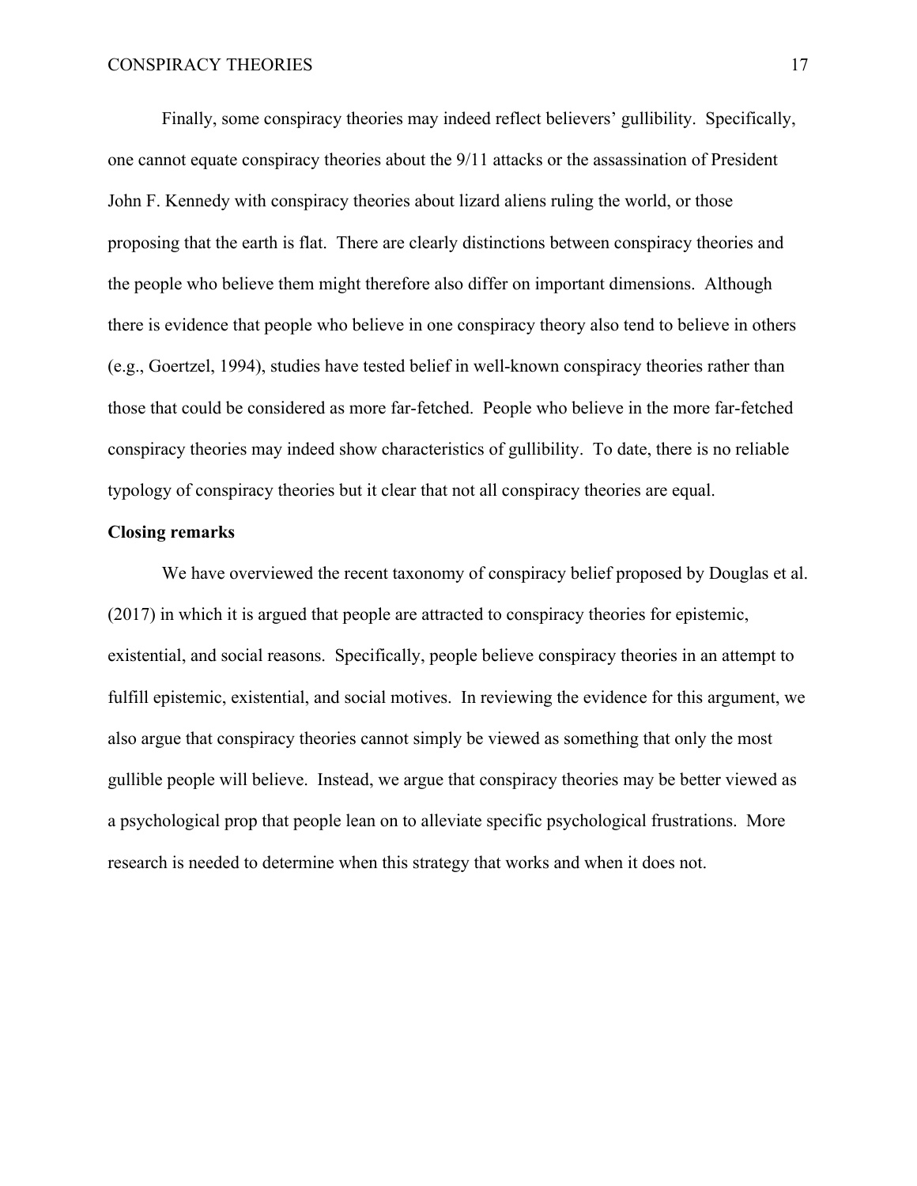Finally, some conspiracy theories may indeed reflect believers' gullibility. Specifically, one cannot equate conspiracy theories about the 9/11 attacks or the assassination of President John F. Kennedy with conspiracy theories about lizard aliens ruling the world, or those proposing that the earth is flat. There are clearly distinctions between conspiracy theories and the people who believe them might therefore also differ on important dimensions. Although there is evidence that people who believe in one conspiracy theory also tend to believe in others (e.g., Goertzel, 1994), studies have tested belief in well-known conspiracy theories rather than those that could be considered as more far-fetched. People who believe in the more far-fetched conspiracy theories may indeed show characteristics of gullibility. To date, there is no reliable typology of conspiracy theories but it clear that not all conspiracy theories are equal.

**Closing remarks**

We have overviewed the recent taxonomy of conspiracy belief proposed by Douglas et al. (2017) in which it is argued that people are attracted to conspiracy theories for epistemic, existential, and social reasons. Specifically, people believe conspiracy theories in an attempt to fulfill epistemic, existential, and social motives. In reviewing the evidence for this argument, we also argue that conspiracy theories cannot simply be viewed as something that only the most gullible people will believe. Instead, we argue that conspiracy theories may be better viewed as a psychological prop that people lean on to alleviate specific psychological frustrations. More research is needed to determine when this strategy that works and when it does not.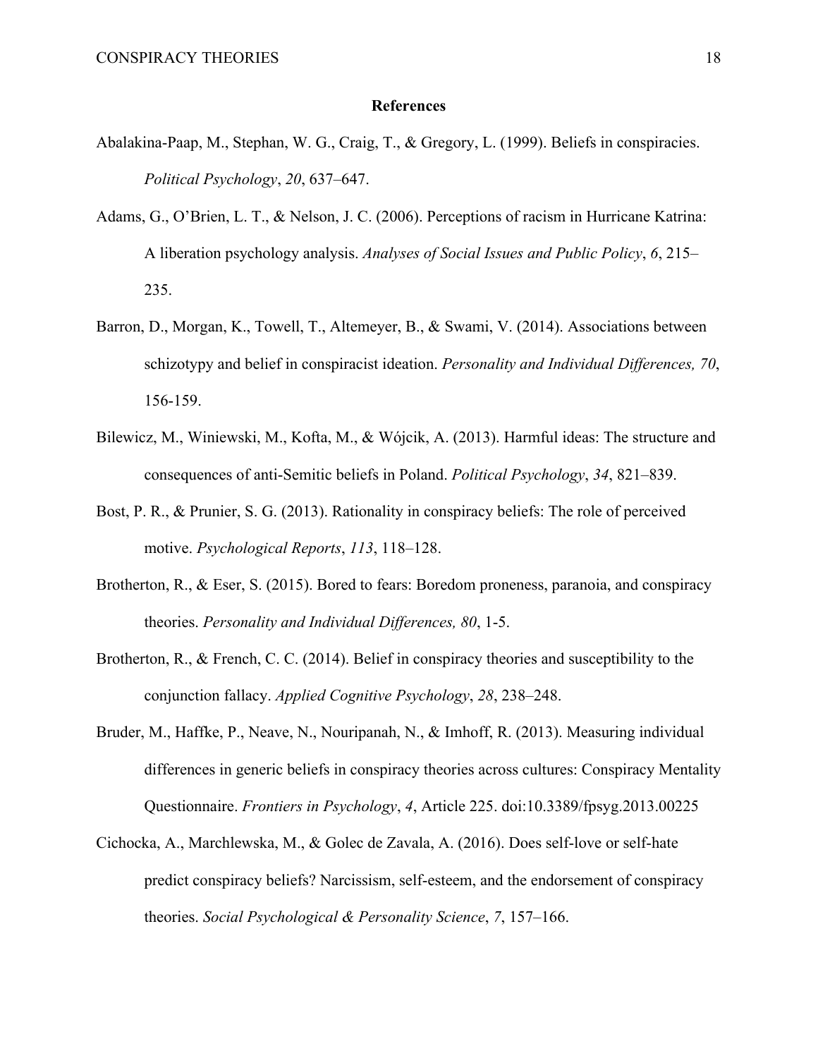## References

Abalakina-Paap, M., Stephan, W. G., Craig, T., & Gregory, L. (1999). Beliefs in conspiracies. *Political Psychology*, *20*, 637–647.

Adams, G., O'Brien, L. T., & Nelson, J. C. (2006). Perceptions of racism in Hurricane Katrina: A liberation psychology analysis. *Analyses of Social Issues and Public Policy*, *6*, 215–235.

Barron, D., Morgan, K., Towell, T., Altemeyer, B., & Swami, V. (2014). Associations between schizotypy and belief in conspiracist ideation. *Personality and Individual Differences, 70*, 156-159.

Bilewicz, M., Winiewski, M., Kofta, M., & Wójcik, A. (2013). Harmful ideas: The structure and consequences of anti-Semitic beliefs in Poland. *Political Psychology*, *34*, 821–839.

Bost, P. R., & Prunier, S. G. (2013). Rationality in conspiracy beliefs: The role of perceived motive. *Psychological Reports*, *113*, 118–128.

Brotherton, R., & Eser, S. (2015). Bored to fears: Boredom proneness, paranoia, and conspiracy theories. *Personality and Individual Differences, 80*, 1-5.

Brotherton, R., & French, C. C. (2014). Belief in conspiracy theories and susceptibility to the conjunction fallacy. *Applied Cognitive Psychology*, *28*, 238–248.

Bruder, M., Haffke, P., Neave, N., Nouripanah, N., & Imhoff, R. (2013). Measuring individual differences in generic beliefs in conspiracy theories across cultures: Conspiracy Mentality Questionnaire. *Frontiers in Psychology*, *4*, Article 225. doi:10.3389/fpsyg.2013.00225

Cichocka, A., Marchlewska, M., & Golec de Zavala, A. (2016). Does self-love or self-hate predict conspiracy beliefs? Narcissism, self-esteem, and the endorsement of conspiracy theories. *Social Psychological & Personality Science*, *7*, 157–166.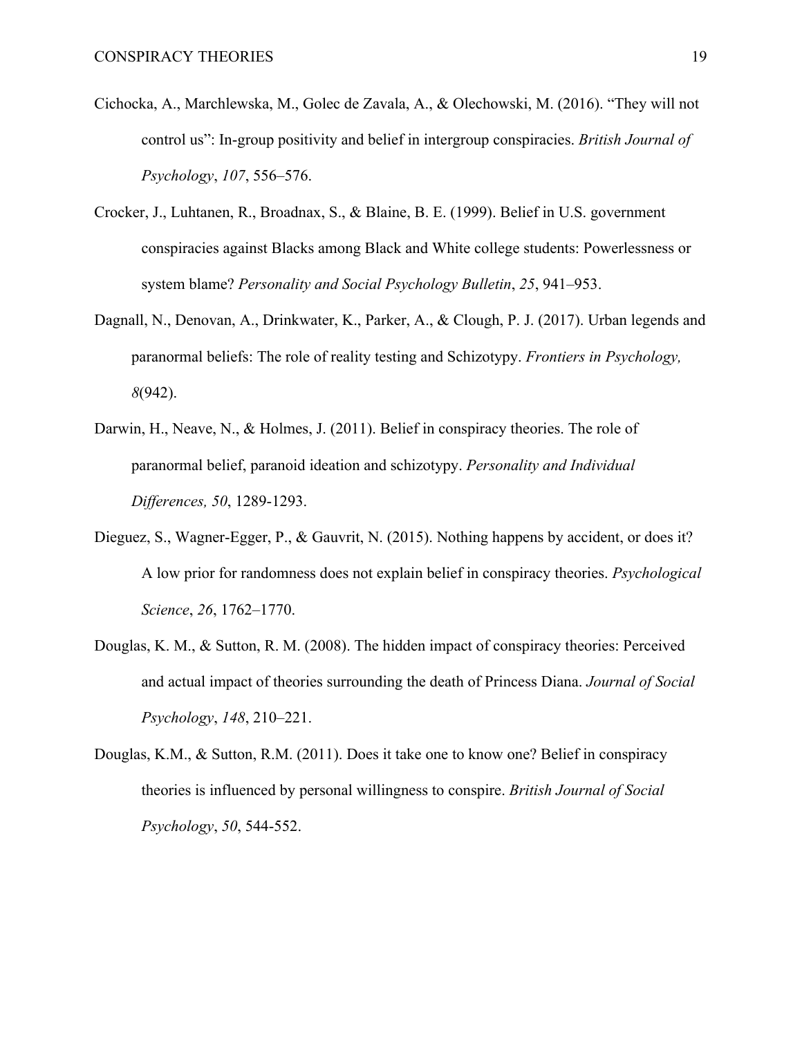Cichocka, A., Marchlewska, M., Golec de Zavala, A., & Olechowski, M. (2016). "They will not control us": In-group positivity and belief in intergroup conspiracies. *British Journal of Psychology*, *107*, 556–576.

Crocker, J., Luhtanen, R., Broadnax, S., & Blaine, B. E. (1999). Belief in U.S. government conspiracies against Blacks among Black and White college students: Powerlessness or system blame? *Personality and Social Psychology Bulletin*, *25*, 941–953.

Dagnall, N., Denovan, A., Drinkwater, K., Parker, A., & Clough, P. J. (2017). Urban legends and paranormal beliefs: The role of reality testing and Schizotypy. *Frontiers in Psychology, 8*(942).

Darwin, H., Neave, N., & Holmes, J. (2011). Belief in conspiracy theories. The role of paranormal belief, paranoid ideation and schizotypy. *Personality and Individual Differences, 50*, 1289-1293.

Dieguez, S., Wagner-Egger, P., & Gauvrit, N. (2015). Nothing happens by accident, or does it? A low prior for randomness does not explain belief in conspiracy theories. *Psychological Science*, *26*, 1762–1770.

Douglas, K. M., & Sutton, R. M. (2008). The hidden impact of conspiracy theories: Perceived and actual impact of theories surrounding the death of Princess Diana. *Journal of Social Psychology*, *148*, 210–221.

Douglas, K.M., & Sutton, R.M. (2011). Does it take one to know one? Belief in conspiracy theories is influenced by personal willingness to conspire. *British Journal of Social Psychology*, *50*, 544-552.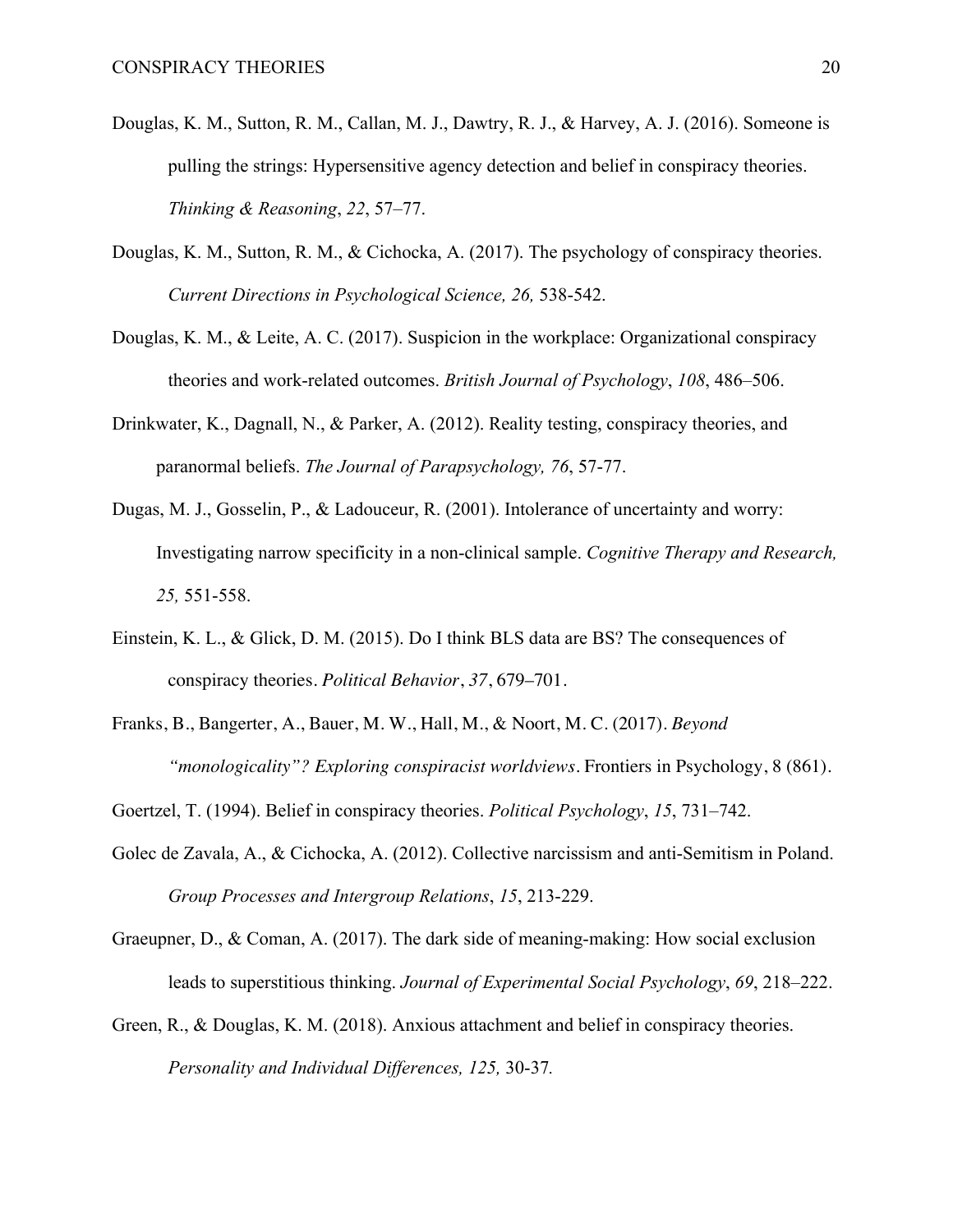Douglas, K. M., Sutton, R. M., Callan, M. J., Dawtry, R. J., & Harvey, A. J. (2016). Someone is pulling the strings: Hypersensitive agency detection and belief in conspiracy theories. *Thinking & Reasoning*, *22*, 57–77.

Douglas, K. M., Sutton, R. M., & Cichocka, A. (2017). The psychology of conspiracy theories. *Current Directions in Psychological Science, 26,* 538-542.

Douglas, K. M., & Leite, A. C. (2017). Suspicion in the workplace: Organizational conspiracy theories and work-related outcomes. *British Journal of Psychology*, *108*, 486–506.

Drinkwater, K., Dagnall, N., & Parker, A. (2012). Reality testing, conspiracy theories, and paranormal beliefs. *The Journal of Parapsychology, 76*, 57-77.

Dugas, M. J., Gosselin, P., & Ladouceur, R. (2001). Intolerance of uncertainty and worry: Investigating narrow specificity in a non-clinical sample. *Cognitive Therapy and Research, 25,* 551-558.

Einstein, K. L., & Glick, D. M. (2015). Do I think BLS data are BS? The consequences of conspiracy theories. *Political Behavior*, *37*, 679–701.

Franks, B., Bangerter, A., Bauer, M. W., Hall, M., & Noort, M. C. (2017). *Beyond "monologicality"? Exploring conspiracist worldviews*. Frontiers in Psychology, 8 (861).

Goertzel, T. (1994). Belief in conspiracy theories. *Political Psychology*, *15*, 731–742.

Golec de Zavala, A., & Cichocka, A. (2012). Collective narcissism and anti-Semitism in Poland. *Group Processes and Intergroup Relations*, *15*, 213-229.

Graeupner, D., & Coman, A. (2017). The dark side of meaning-making: How social exclusion leads to superstitious thinking. *Journal of Experimental Social Psychology*, *69*, 218–222.

Green, R., & Douglas, K. M. (2018). Anxious attachment and belief in conspiracy theories. *Personality and Individual Differences, 125,* 30-37.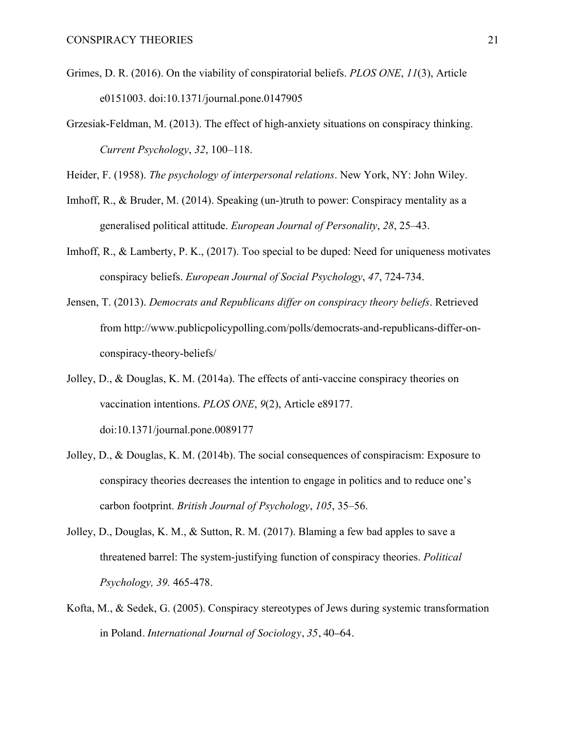Grimes, D. R. (2016). On the viability of conspiratorial beliefs. *PLOS ONE*, *11*(3), Article e0151003. doi:10.1371/journal.pone.0147905

Grzesiak-Feldman, M. (2013). The effect of high-anxiety situations on conspiracy thinking. *Current Psychology*, *32*, 100–118.

Heider, F. (1958). *The psychology of interpersonal relations*. New York, NY: John Wiley.

Imhoff, R., & Bruder, M. (2014). Speaking (un-)truth to power: Conspiracy mentality as a generalised political attitude. *European Journal of Personality*, *28*, 25–43.

Imhoff, R., & Lamberty, P. K., (2017). Too special to be duped: Need for uniqueness motivates conspiracy beliefs. *European Journal of Social Psychology*, *47*, 724-734.

Jensen, T. (2013). *Democrats and Republicans differ on conspiracy theory beliefs*. Retrieved from http://www.publicpolicypolling.com/polls/democrats-and-republicans-differ-on-conspiracy-theory-beliefs/

Jolley, D., & Douglas, K. M. (2014a). The effects of anti-vaccine conspiracy theories on vaccination intentions. *PLOS ONE*, *9*(2), Article e89177. doi:10.1371/journal.pone.0089177

Jolley, D., & Douglas, K. M. (2014b). The social consequences of conspiracism: Exposure to conspiracy theories decreases the intention to engage in politics and to reduce one's carbon footprint. *British Journal of Psychology*, *105*, 35–56.

Jolley, D., Douglas, K. M., & Sutton, R. M. (2017). Blaming a few bad apples to save a threatened barrel: The system-justifying function of conspiracy theories. *Political Psychology, 39.* 465-478.

Kofta, M., & Sedek, G. (2005). Conspiracy stereotypes of Jews during systemic transformation in Poland. *International Journal of Sociology*, *35*, 40–64.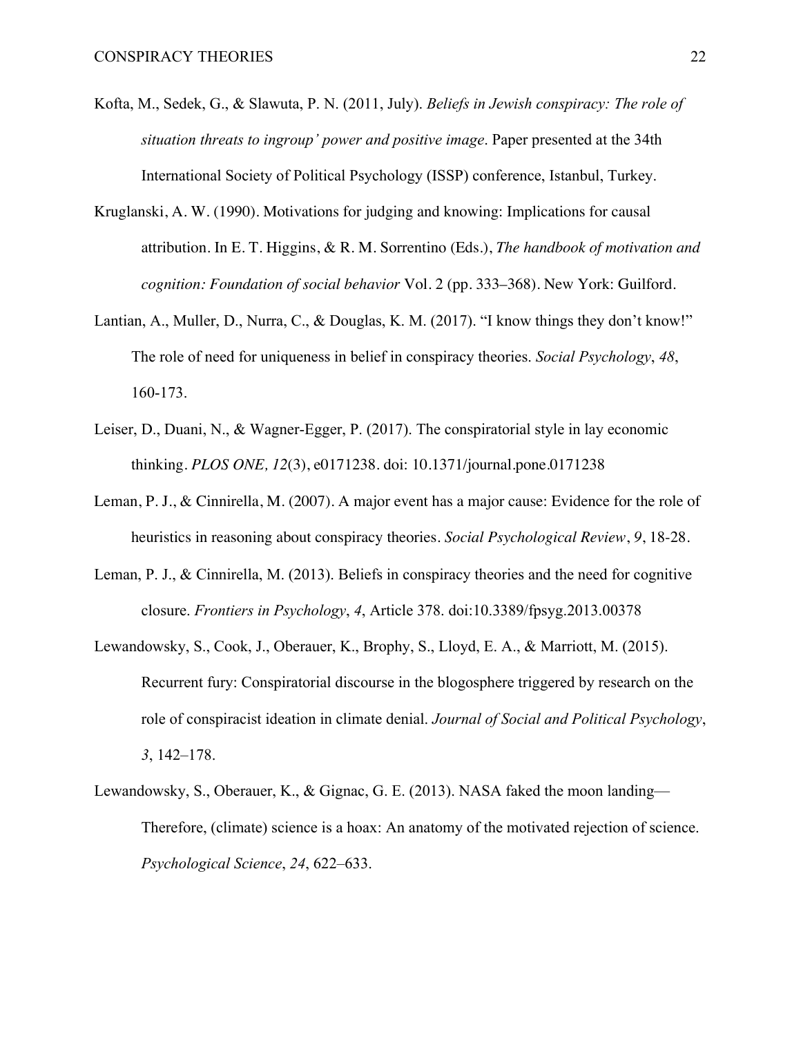Kofta, M., Sedek, G., & Slawuta, P. N. (2011, July). *Beliefs in Jewish conspiracy: The role of situation threats to ingroup' power and positive image*. Paper presented at the 34th International Society of Political Psychology (ISSP) conference, Istanbul, Turkey.

Kruglanski, A. W. (1990). Motivations for judging and knowing: Implications for causal attribution. In E. T. Higgins, & R. M. Sorrentino (Eds.), *The handbook of motivation and cognition: Foundation of social behavior* Vol. 2 (pp. 333–368). New York: Guilford.

Lantian, A., Muller, D., Nurra, C., & Douglas, K. M. (2017). "I know things they don't know!" The role of need for uniqueness in belief in conspiracy theories. *Social Psychology*, *48*, 160-173.

Leiser, D., Duani, N., & Wagner-Egger, P. (2017). The conspiratorial style in lay economic thinking. *PLOS ONE, 12*(3), e0171238. doi: 10.1371/journal.pone.0171238

Leman, P. J., & Cinnirella, M. (2007). A major event has a major cause: Evidence for the role of heuristics in reasoning about conspiracy theories. *Social Psychological Review*, *9*, 18-28.

Leman, P. J., & Cinnirella, M. (2013). Beliefs in conspiracy theories and the need for cognitive closure. *Frontiers in Psychology*, *4*, Article 378. doi:10.3389/fpsyg.2013.00378

Lewandowsky, S., Cook, J., Oberauer, K., Brophy, S., Lloyd, E. A., & Marriott, M. (2015). Recurrent fury: Conspiratorial discourse in the blogosphere triggered by research on the role of conspiracist ideation in climate denial. *Journal of Social and Political Psychology*, *3*, 142–178.

Lewandowsky, S., Oberauer, K., & Gignac, G. E. (2013). NASA faked the moon landing—Therefore, (climate) science is a hoax: An anatomy of the motivated rejection of science. *Psychological Science*, *24*, 622–633.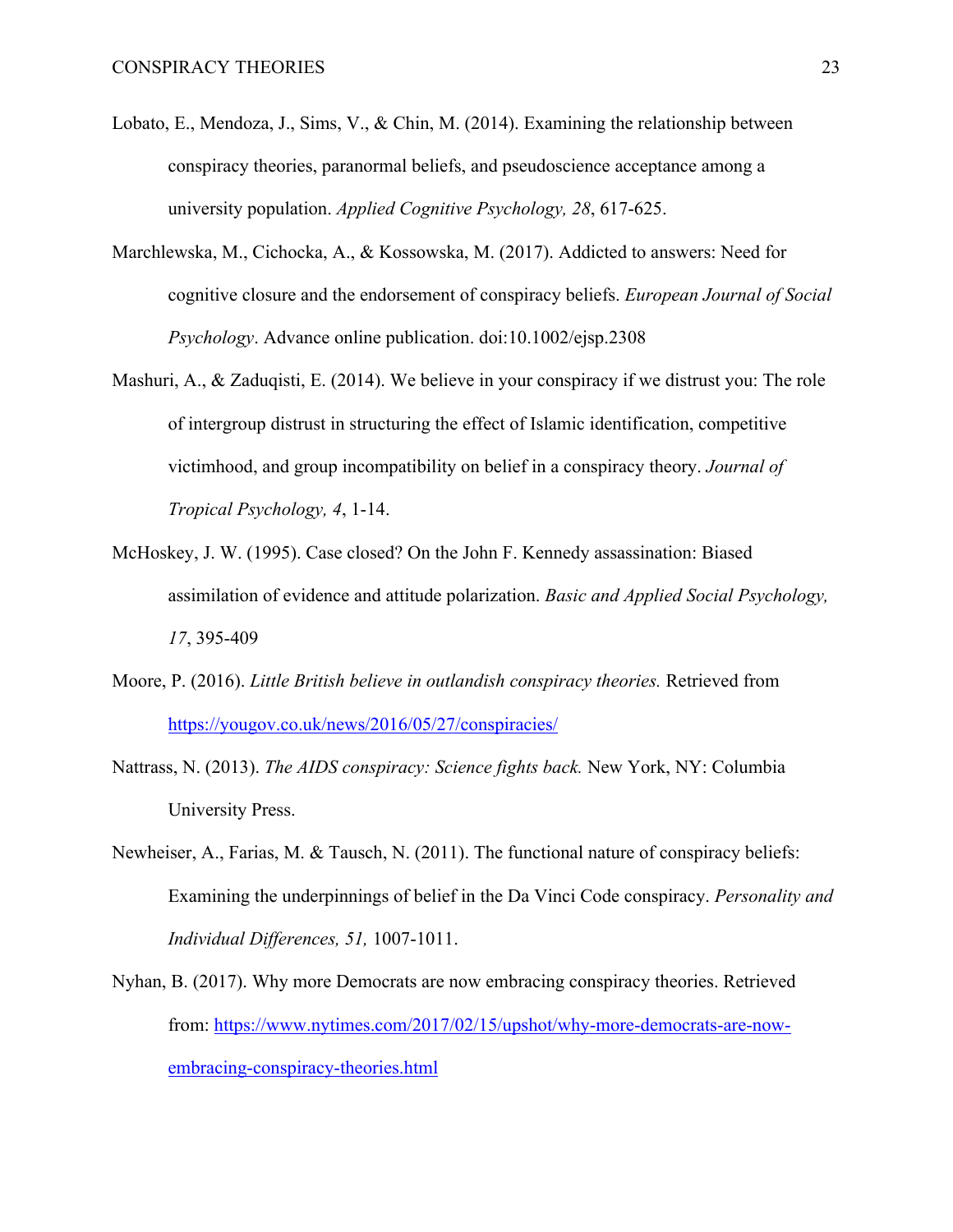Lobato, E., Mendoza, J., Sims, V., & Chin, M. (2014). Examining the relationship between conspiracy theories, paranormal beliefs, and pseudoscience acceptance among a university population. *Applied Cognitive Psychology, 28*, 617-625.

Marchlewska, M., Cichocka, A., & Kossowska, M. (2017). Addicted to answers: Need for cognitive closure and the endorsement of conspiracy beliefs. *European Journal of Social Psychology*. Advance online publication. doi:10.1002/ejsp.2308

Mashuri, A., & Zaduqisti, E. (2014). We believe in your conspiracy if we distrust you: The role of intergroup distrust in structuring the effect of Islamic identification, competitive victimhood, and group incompatibility on belief in a conspiracy theory. *Journal of Tropical Psychology, 4*, 1-14.

McHoskey, J. W. (1995). Case closed? On the John F. Kennedy assassination: Biased assimilation of evidence and attitude polarization. *Basic and Applied Social Psychology, 17*, 395-409

Moore, P. (2016). *Little British believe in outlandish conspiracy theories.* Retrieved from https://yougov.co.uk/news/2016/05/27/conspiracies/

Nattrass, N. (2013). *The AIDS conspiracy: Science fights back.* New York, NY: Columbia University Press.

Newheiser, A., Farias, M. & Tausch, N. (2011). The functional nature of conspiracy beliefs: Examining the underpinnings of belief in the Da Vinci Code conspiracy. *Personality and Individual Differences, 51,* 1007-1011.

Nyhan, B. (2017). Why more Democrats are now embracing conspiracy theories. Retrieved from: https://www.nytimes.com/2017/02/15/upshot/why-more-democrats-are-now-embracing-conspiracy-theories.html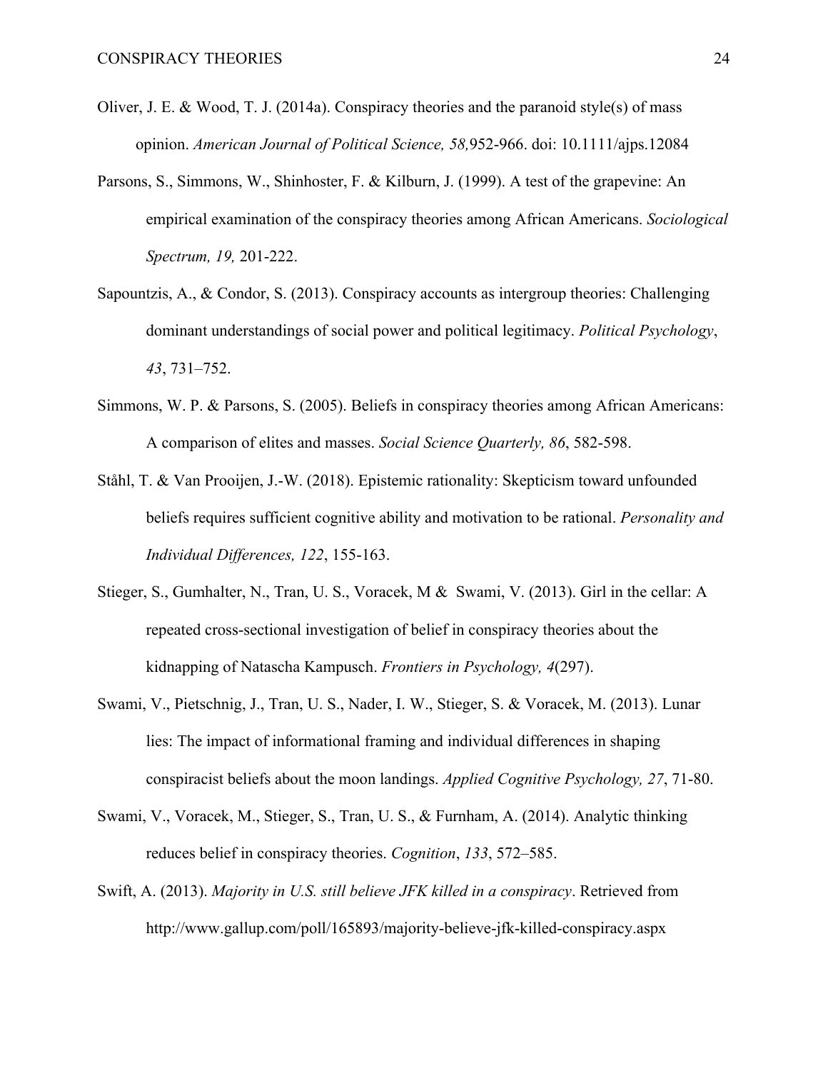Oliver, J. E. & Wood, T. J. (2014a). Conspiracy theories and the paranoid style(s) of mass opinion. *American Journal of Political Science, 58,*952-966. doi: 10.1111/ajps.12084

Parsons, S., Simmons, W., Shinhoster, F. & Kilburn, J. (1999). A test of the grapevine: An empirical examination of the conspiracy theories among African Americans. *Sociological Spectrum, 19,* 201-222.

Sapountzis, A., & Condor, S. (2013). Conspiracy accounts as intergroup theories: Challenging dominant understandings of social power and political legitimacy. *Political Psychology*, *43*, 731–752.

Simmons, W. P. & Parsons, S. (2005). Beliefs in conspiracy theories among African Americans: A comparison of elites and masses. *Social Science Quarterly, 86*, 582-598.

Ståhl, T. & Van Prooijen, J.-W. (2018). Epistemic rationality: Skepticism toward unfounded beliefs requires sufficient cognitive ability and motivation to be rational. *Personality and Individual Differences, 122*, 155-163.

Stieger, S., Gumhalter, N., Tran, U. S., Voracek, M & Swami, V. (2013). Girl in the cellar: A repeated cross-sectional investigation of belief in conspiracy theories about the kidnapping of Natascha Kampusch. *Frontiers in Psychology, 4*(297).

Swami, V., Pietschnig, J., Tran, U. S., Nader, I. W., Stieger, S. & Voracek, M. (2013). Lunar lies: The impact of informational framing and individual differences in shaping conspiracist beliefs about the moon landings. *Applied Cognitive Psychology, 27*, 71-80.

Swami, V., Voracek, M., Stieger, S., Tran, U. S., & Furnham, A. (2014). Analytic thinking reduces belief in conspiracy theories. *Cognition*, *133*, 572–585.

Swift, A. (2013). *Majority in U.S. still believe JFK killed in a conspiracy*. Retrieved from http://www.gallup.com/poll/165893/majority-believe-jfk-killed-conspiracy.aspx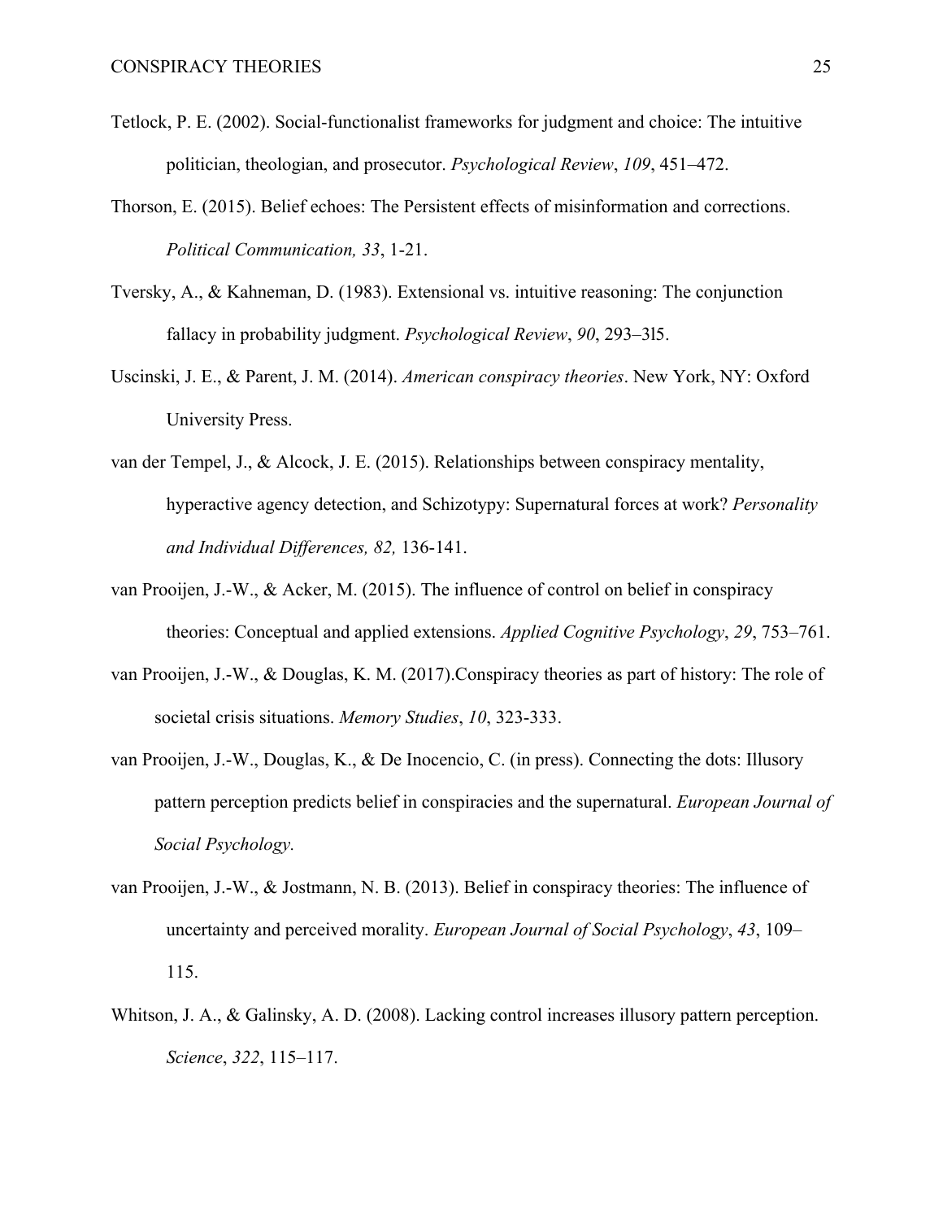Tetlock, P. E. (2002). Social-functionalist frameworks for judgment and choice: The intuitive politician, theologian, and prosecutor. *Psychological Review*, *109*, 451–472.

Thorson, E. (2015). Belief echoes: The Persistent effects of misinformation and corrections. *Political Communication, 33*, 1-21.

Tversky, A., & Kahneman, D. (1983). Extensional vs. intuitive reasoning: The conjunction fallacy in probability judgment. *Psychological Review*, *90*, 293–3l5.

Uscinski, J. E., & Parent, J. M. (2014). *American conspiracy theories*. New York, NY: Oxford University Press.

van der Tempel, J., & Alcock, J. E. (2015). Relationships between conspiracy mentality, hyperactive agency detection, and Schizotypy: Supernatural forces at work? *Personality and Individual Differences, 82,* 136-141.

van Prooijen, J.-W., & Acker, M. (2015). The influence of control on belief in conspiracy theories: Conceptual and applied extensions. *Applied Cognitive Psychology*, *29*, 753–761.

van Prooijen, J.-W., & Douglas, K. M. (2017).Conspiracy theories as part of history: The role of societal crisis situations. *Memory Studies*, *10*, 323-333.

van Prooijen, J.-W., Douglas, K., & De Inocencio, C. (in press). Connecting the dots: Illusory pattern perception predicts belief in conspiracies and the supernatural. *European Journal of Social Psychology.*

van Prooijen, J.-W., & Jostmann, N. B. (2013). Belief in conspiracy theories: The influence of uncertainty and perceived morality. *European Journal of Social Psychology*, *43*, 109–115.

Whitson, J. A., & Galinsky, A. D. (2008). Lacking control increases illusory pattern perception. *Science*, *322*, 115–117.